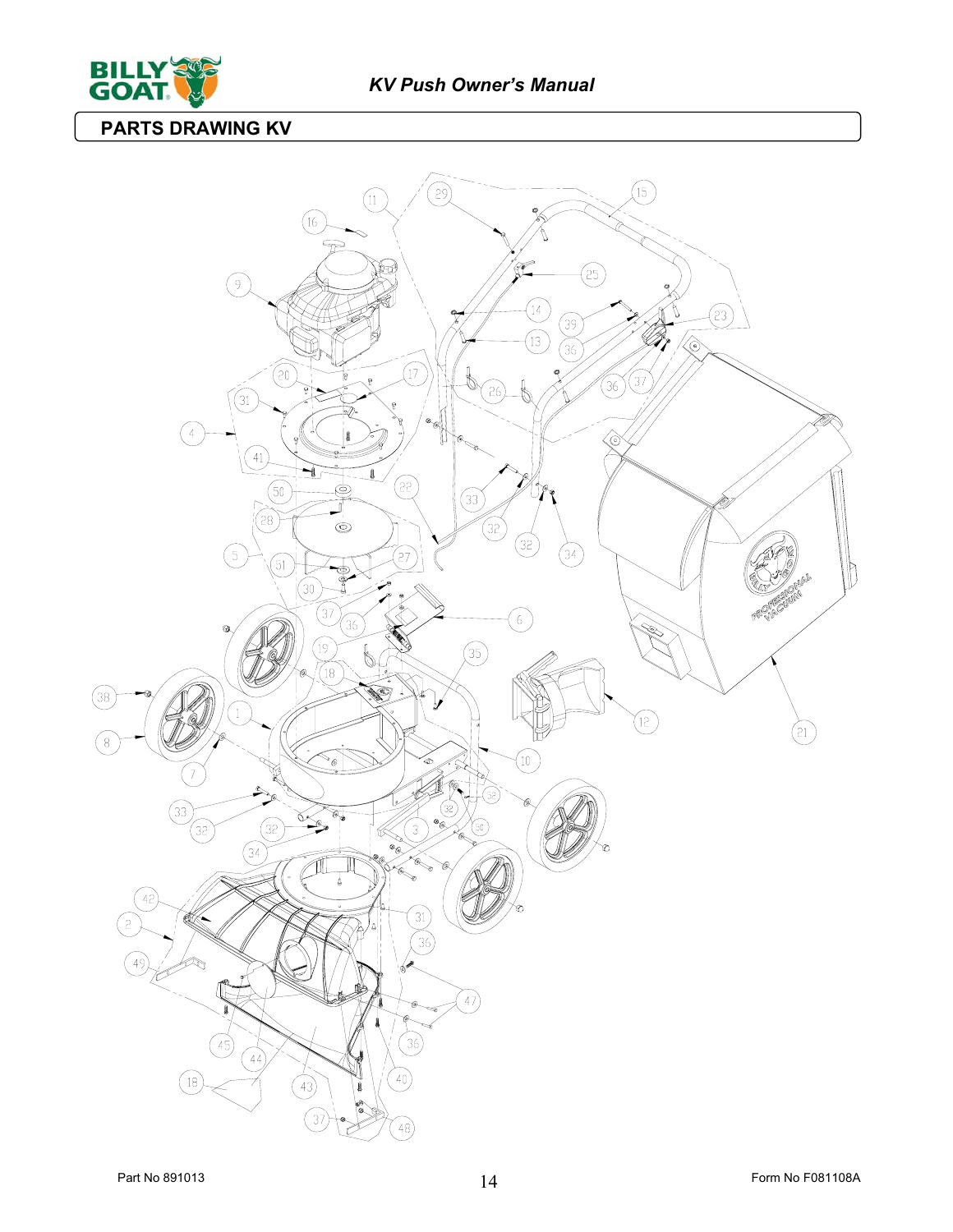## PARTS DRAWING KV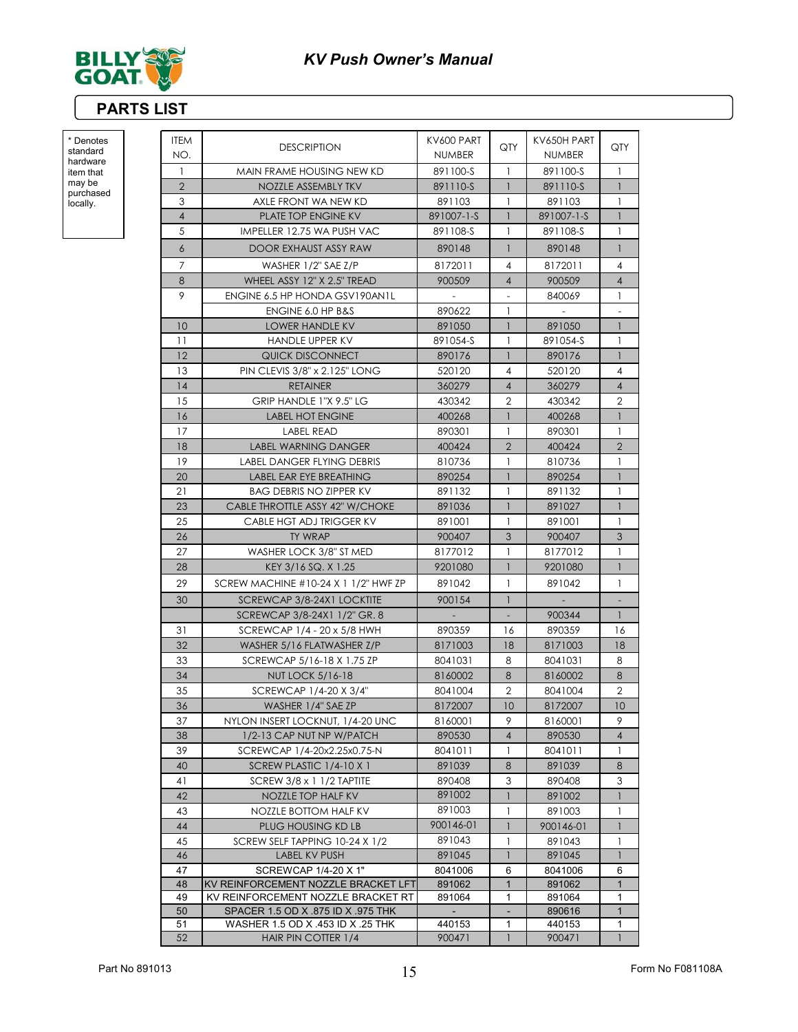## PARTS LIST

* Denotes standard hardware item that may be purchased locally.

| ITEM NO. | DESCRIPTION | KV600 PART NUMBER | QTY | KV650H PART NUMBER | QTY |
|---|---|---|---|---|---|
| 1 | MAIN FRAME HOUSING NEW KD | 891100-S | 1 | 891100-S | 1 |
| 2 | NOZZLE ASSEMBLY TKV | 891110-S | 1 | 891110-S | 1 |
| 3 | AXLE FRONT WA NEW KD | 891103 | 1 | 891103 | 1 |
| 4 | PLATE TOP ENGINE KV | 891007-1-S | 1 | 891007-1-S | 1 |
| 5 | IMPELLER 12.75 WA PUSH VAC | 891108-S | 1 | 891108-S | 1 |
| 6 | DOOR EXHAUST ASSY RAW | 890148 | 1 | 890148 | 1 |
| 7 | WASHER 1/2" SAE Z/P | 8172011 | 4 | 8172011 | 4 |
| 8 | WHEEL ASSY 12" X 2.5" TREAD | 900509 | 4 | 900509 | 4 |
| 9 | ENGINE 6.5 HP HONDA GSV190AN1L | - | - | 840069 | 1 |
| | ENGINE 6.0 HP B&S | 890622 | 1 | - | - |
| 10 | LOWER HANDLE KV | 891050 | 1 | 891050 | 1 |
| 11 | HANDLE UPPER KV | 891054-S | 1 | 891054-S | 1 |
| 12 | QUICK DISCONNECT | 890176 | 1 | 890176 | 1 |
| 13 | PIN CLEVIS 3/8" x 2.125" LONG | 520120 | 4 | 520120 | 4 |
| 14 | RETAINER | 360279 | 4 | 360279 | 4 |
| 15 | GRIP HANDLE 1"X 9.5" LG | 430342 | 2 | 430342 | 2 |
| 16 | LABEL HOT ENGINE | 400268 | 1 | 400268 | 1 |
| 17 | LABEL READ | 890301 | 1 | 890301 | 1 |
| 18 | LABEL WARNING DANGER | 400424 | 2 | 400424 | 2 |
| 19 | LABEL DANGER FLYING DEBRIS | 810736 | 1 | 810736 | 1 |
| 20 | LABEL EAR EYE BREATHING | 890254 | 1 | 890254 | 1 |
| 21 | BAG DEBRIS NO ZIPPER KV | 891132 | 1 | 891132 | 1 |
| 23 | CABLE THROTTLE ASSY 42" W/CHOKE | 891036 | 1 | 891027 | 1 |
| 25 | CABLE HGT ADJ TRIGGER KV | 891001 | 1 | 891001 | 1 |
| 26 | TY WRAP | 900407 | 3 | 900407 | 3 |
| 27 | WASHER LOCK 3/8" ST MED | 8177012 | 1 | 8177012 | 1 |
| 28 | KEY 3/16 SQ. X 1.25 | 9201080 | 1 | 9201080 | 1 |
| 29 | SCREW MACHINE #10-24 X 1 1/2" HWF ZP | 891042 | 1 | 891042 | 1 |
| 30 | SCREWCAP 3/8-24X1 LOCKTITE | 900154 | 1 | - | - |
| | SCREWCAP 3/8-24X1 1/2" GR. 8 | - | - | 900344 | 1 |
| 31 | SCREWCAP 1/4 - 20 x 5/8 HWH | 890359 | 16 | 890359 | 16 |
| 32 | WASHER 5/16 FLATWASHER Z/P | 8171003 | 18 | 8171003 | 18 |
| 33 | SCREWCAP 5/16-18 X 1.75 ZP | 8041031 | 8 | 8041031 | 8 |
| 34 | NUT LOCK 5/16-18 | 8160002 | 8 | 8160002 | 8 |
| 35 | SCREWCAP 1/4-20 X 3/4" | 8041004 | 2 | 8041004 | 2 |
| 36 | WASHER 1/4" SAE ZP | 8172007 | 10 | 8172007 | 10 |
| 37 | NYLON INSERT LOCKNUT, 1/4-20 UNC | 8160001 | 9 | 8160001 | 9 |
| 38 | 1/2-13 CAP NUT NP W/PATCH | 890530 | 4 | 890530 | 4 |
| 39 | SCREWCAP 1/4-20x2.25x0.75-N | 8041011 | 1 | 8041011 | 1 |
| 40 | SCREW PLASTIC 1/4-10 X 1 | 891039 | 8 | 891039 | 8 |
| 41 | SCREW 3/8 x 1 1/2 TAPTITE | 890408 | 3 | 890408 | 3 |
| 42 | NOZZLE TOP HALF KV | 891002 | 1 | 891002 | 1 |
| 43 | NOZZLE BOTTOM HALF KV | 891003 | 1 | 891003 | 1 |
| 44 | PLUG HOUSING KD LB | 900146-01 | 1 | 900146-01 | 1 |
| 45 | SCREW SELF TAPPING 10-24 X 1/2 | 891043 | 1 | 891043 | 1 |
| 46 | LABEL KV PUSH | 891045 | 1 | 891045 | 1 |
| 47 | SCREWCAP 1/4-20 X 1" | 8041006 | 6 | 8041006 | 6 |
| 48 | KV REINFORCEMENT NOZZLE BRACKET LFT | 891062 | 1 | 891062 | 1 |
| 49 | KV REINFORCEMENT NOZZLE BRACKET RT | 891064 | 1 | 891064 | 1 |
| 50 | SPACER 1.5 OD X .875 ID X .975 THK | - | - | 890616 | 1 |
| 51 | WASHER 1.5 OD X .453 ID X .25 THK | 440153 | 1 | 440153 | 1 |
| 52 | HAIR PIN COTTER 1/4 | 900471 | 1 | 900471 | 1 |